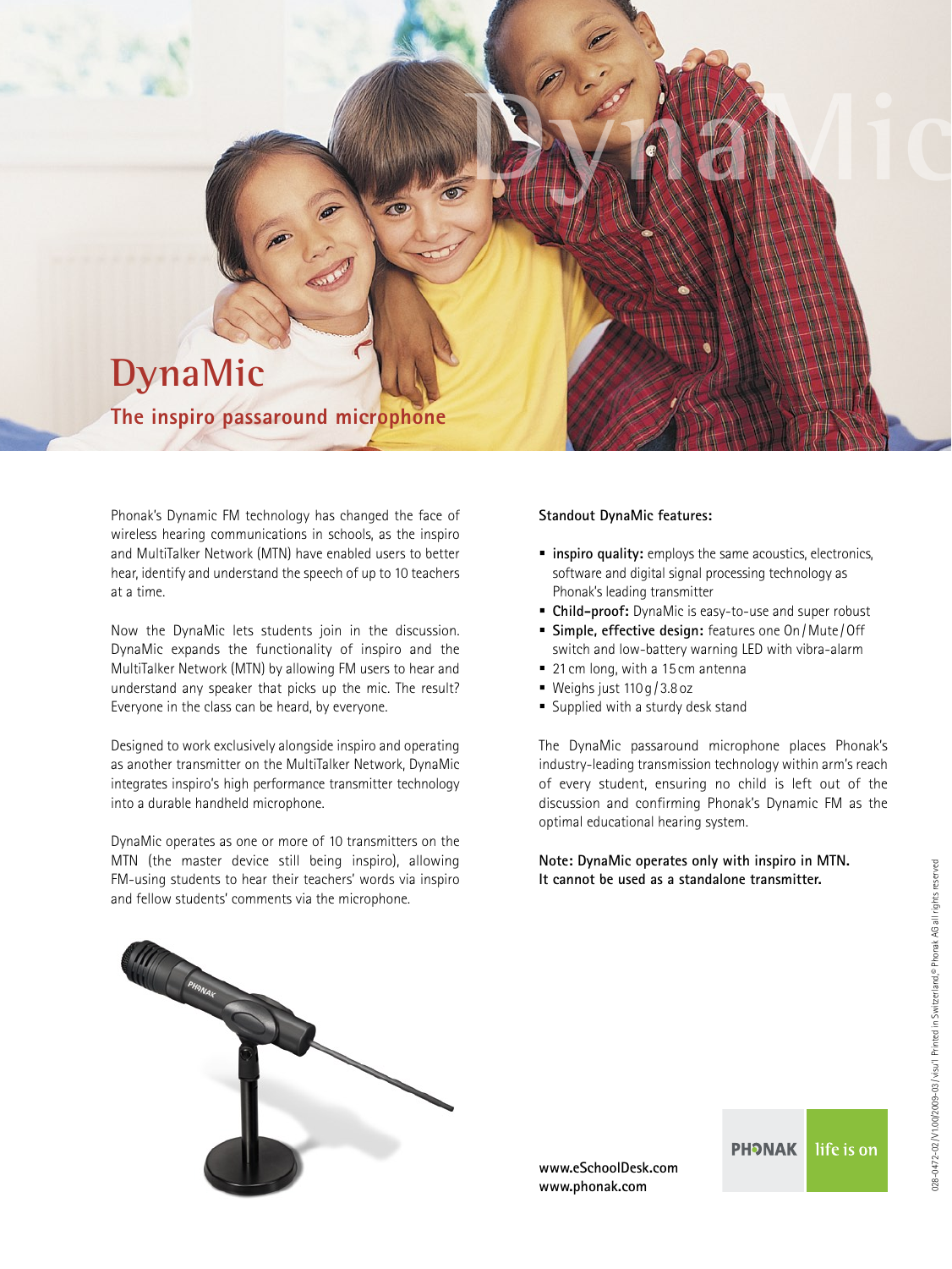# DynaMic

## The inspiro passaround microphone

Phonak's Dynamic FM technology has changed the face of wireless hearing communications in schools, as the inspiro and MultiTalker Network (MTN) have enabled users to better hear, identify and understand the speech of up to 10 teachers at a time.

Now the DynaMic lets students join in the discussion. DynaMic expands the functionality of inspiro and the MultiTalker Network (MTN) by allowing FM users to hear and understand any speaker that picks up the mic. The result? Everyone in the class can be heard, by everyone.

Designed to work exclusively alongside inspiro and operating as another transmitter on the MultiTalker Network, DynaMic integrates inspiro's high performance transmitter technology into a durable handheld microphone.

DynaMic operates as one or more of 10 transmitters on the MTN (the master device still being inspiro), allowing FM-using students to hear their teachers' words via inspiro and fellow students' comments via the microphone.

**Standout DynaMic features:**

- **inspiro quality:** employs the same acoustics, electronics, software and digital signal processing technology as Phonak's leading transmitter
- **Child-proof:** DynaMic is easy-to-use and super robust
- **Simple, effective design:** features one On / Mute / Off switch and low-battery warning LED with vibra-alarm
- 21 cm long, with a 15 cm antenna
- Weighs just 110 g / 3.8 oz
- Supplied with a sturdy desk stand

The DynaMic passaround microphone places Phonak's industry-leading transmission technology within arm's reach of every student, ensuring no child is left out of the discussion and confirming Phonak's Dynamic FM as the optimal educational hearing system.

**Note: DynaMic operates only with inspiro in MTN. It cannot be used as a standalone transmitter.**

**www.eSchoolDesk.com**
**www.phonak.com**

PHONAK life is on

028-0472-02/V1.00/2009-03/visu'l Printed in Switzerland, © Phonak AG all rights reserved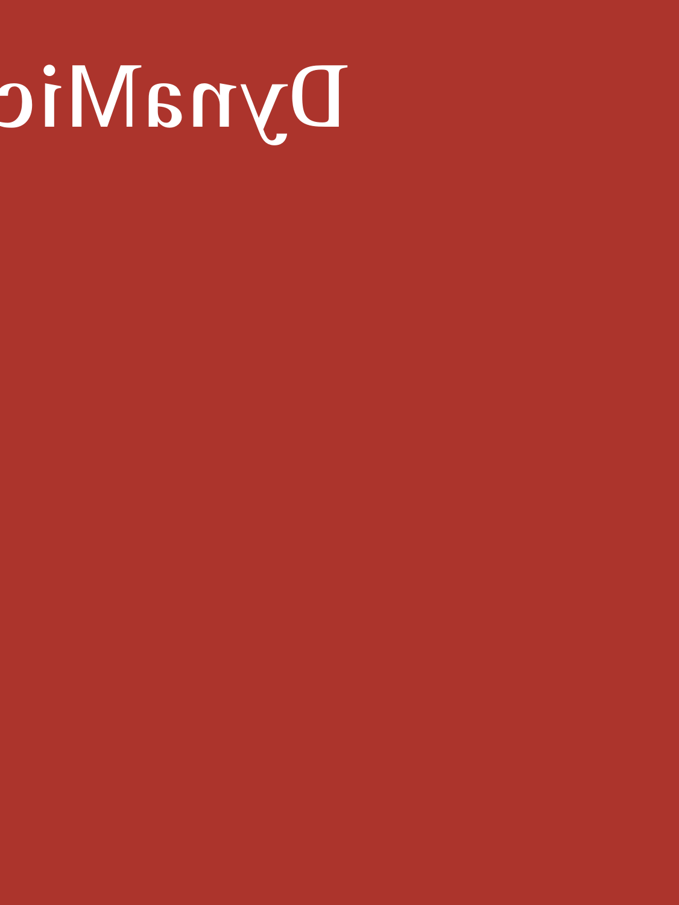DynaMic